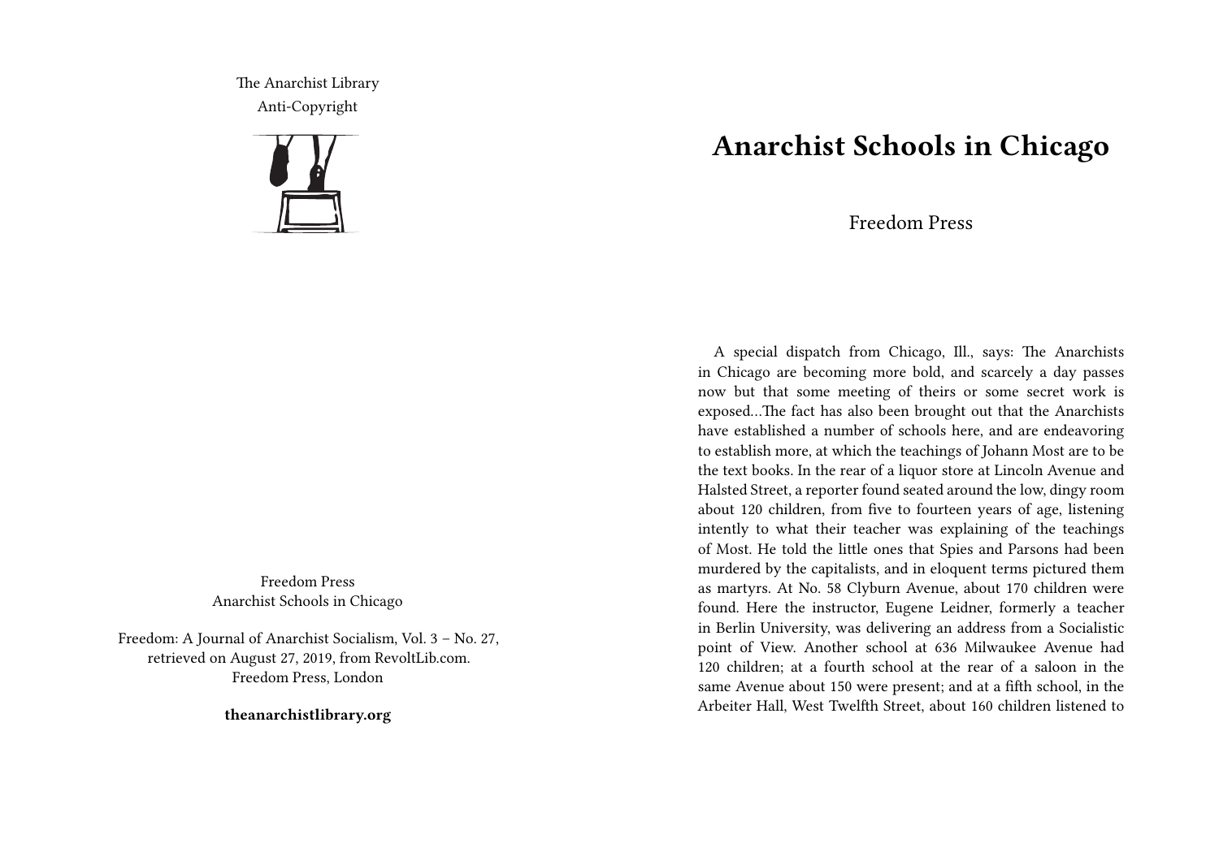The Anarchist Library
Anti-Copyright

Freedom Press
Anarchist Schools in Chicago

Freedom: A Journal of Anarchist Socialism, Vol. 3 – No. 27, retrieved on August 27, 2019, from RevoltLib.com.
Freedom Press, London

**theanarchistlibrary.org**

# Anarchist Schools in Chicago

Freedom Press

A special dispatch from Chicago, Ill., says: The Anarchists in Chicago are becoming more bold, and scarcely a day passes now but that some meeting of theirs or some secret work is exposed…The fact has also been brought out that the Anarchists have established a number of schools here, and are endeavoring to establish more, at which the teachings of Johann Most are to be the text books. In the rear of a liquor store at Lincoln Avenue and Halsted Street, a reporter found seated around the low, dingy room about 120 children, from five to fourteen years of age, listening intently to what their teacher was explaining of the teachings of Most. He told the little ones that Spies and Parsons had been murdered by the capitalists, and in eloquent terms pictured them as martyrs. At No. 58 Clyburn Avenue, about 170 children were found. Here the instructor, Eugene Leidner, formerly a teacher in Berlin University, was delivering an address from a Socialistic point of View. Another school at 636 Milwaukee Avenue had 120 children; at a fourth school at the rear of a saloon in the same Avenue about 150 were present; and at a fifth school, in the Arbeiter Hall, West Twelfth Street, about 160 children listened to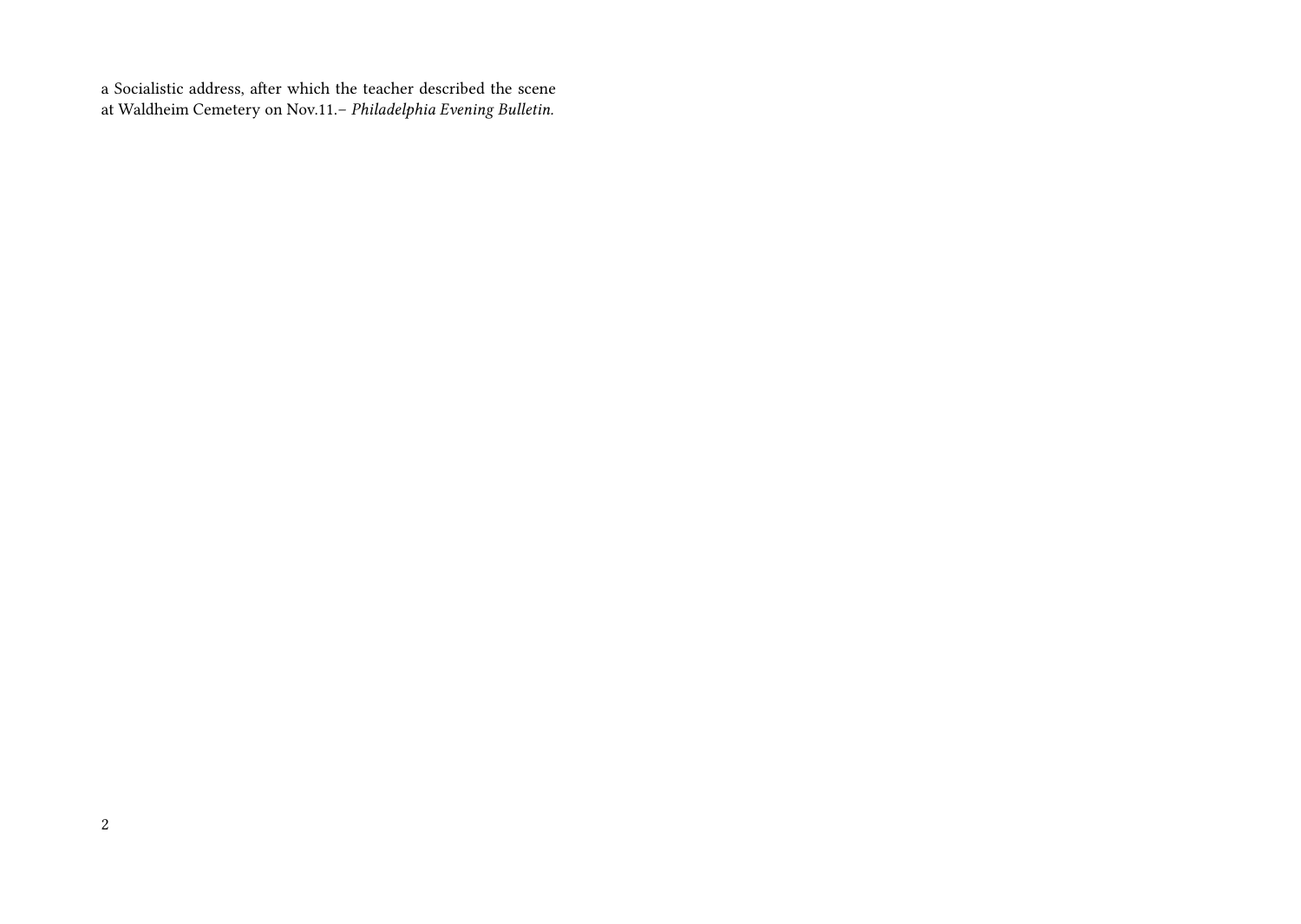a Socialistic address, after which the teacher described the scene at Waldheim Cemetery on Nov.11.– *Philadelphia Evening Bulletin.*